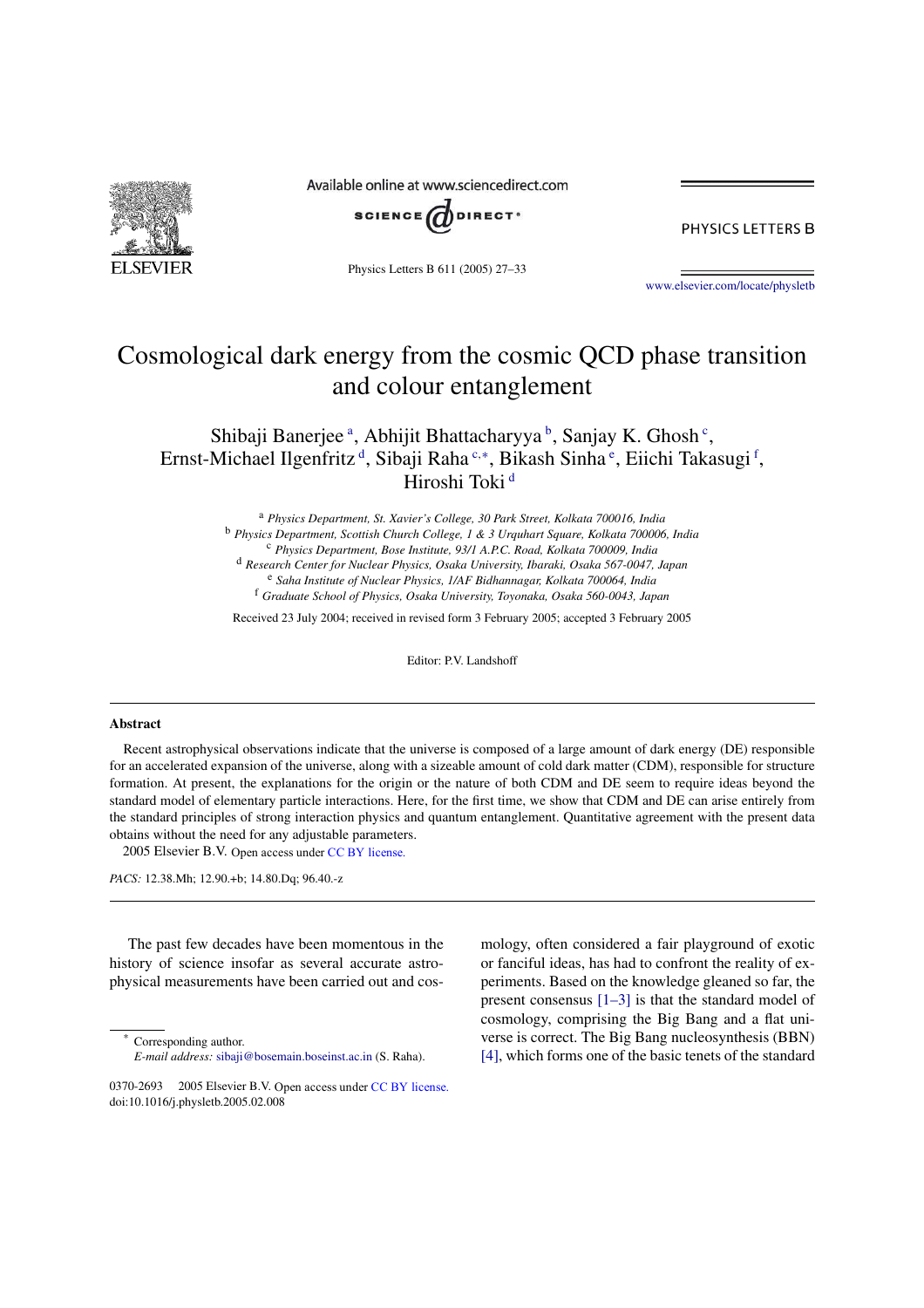# Cosmological dark energy from the cosmic QCD phase transition and colour entanglement

Shibaji Banerjee [a], Abhijit Bhattacharyya [b], Sanjay K. Ghosh [c], Ernst-Michael Ilgenfritz [d], Sibaji Raha [c,*], Bikash Sinha [e], Eiichi Takasugi [f], Hiroshi Toki [d]

[a] *Physics Department, St. Xavier's College, 30 Park Street, Kolkata 700016, India*
[b] *Physics Department, Scottish Church College, 1 & 3 Urquhart Square, Kolkata 700006, India*
[c] *Physics Department, Bose Institute, 93/1 A.P.C. Road, Kolkata 700009, India*
[d] *Research Center for Nuclear Physics, Osaka University, Ibaraki, Osaka 567-0047, Japan*
[e] *Saha Institute of Nuclear Physics, 1/AF Bidhannagar, Kolkata 700064, India*
[f] *Graduate School of Physics, Osaka University, Toyonaka, Osaka 560-0043, Japan*

Received 23 July 2004; received in revised form 3 February 2005; accepted 3 February 2005

Editor: P.V. Landshoff

## Abstract

Recent astrophysical observations indicate that the universe is composed of a large amount of dark energy (DE) responsible for an accelerated expansion of the universe, along with a sizeable amount of cold dark matter (CDM), responsible for structure formation. At present, the explanations for the origin or the nature of both CDM and DE seem to require ideas beyond the standard model of elementary particle interactions. Here, for the first time, we show that CDM and DE can arise entirely from the standard principles of strong interaction physics and quantum entanglement. Quantitative agreement with the present data obtains without the need for any adjustable parameters.

2005 Elsevier B.V. Open access under CC BY license.

*PACS:* 12.38.Mh; 12.90.+b; 14.80.Dq; 96.40.-z

The past few decades have been momentous in the history of science insofar as several accurate astrophysical measurements have been carried out and cosmology, often considered a fair playground of exotic or fanciful ideas, has had to confront the reality of experiments. Based on the knowledge gleaned so far, the present consensus [1–3] is that the standard model of cosmology, comprising the Big Bang and a flat universe is correct. The Big Bang nucleosynthesis (BBN) [4], which forms one of the basic tenets of the standard

---

* Corresponding author.
*E-mail address:* sibaji@bosemain.boseinst.ac.in (S. Raha).

0370-2693 2005 Elsevier B.V. Open access under CC BY license.
doi:10.1016/j.physletb.2005.02.008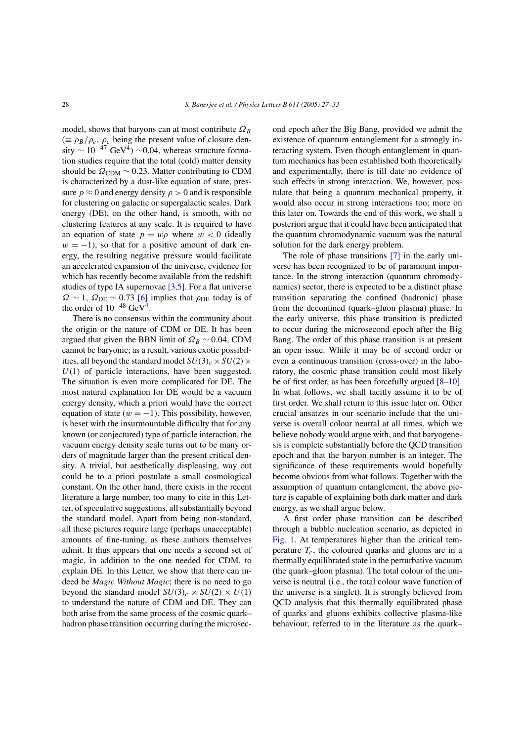model, shows that baryons can at most contribute $\Omega_B$ ($\equiv \rho_B/\rho_c$, $\rho_c$ being the present value of closure density $\sim 10^{-47}$ GeV$^4$) $\sim$0.04, whereas structure formation studies require that the total (cold) matter density should be $\Omega_{\text{CDM}} \sim 0.23$. Matter contributing to CDM is characterized by a dust-like equation of state, pressure $p \approx 0$ and energy density $\rho > 0$ and is responsible for clustering on galactic or supergalactic scales. Dark energy (DE), on the other hand, is smooth, with no clustering features at any scale. It is required to have an equation of state $p = w\rho$ where $w < 0$ (ideally $w = -1$), so that for a positive amount of dark energy, the resulting negative pressure would facilitate an accelerated expansion of the universe, evidence for which has recently become available from the redshift studies of type IA supernovae [3,5]. For a flat universe $\Omega \sim 1$, $\Omega_{\text{DE}} \sim 0.73$ [6] implies that $\rho_{\text{DE}}$ today is of the order of $10^{-48}$ GeV$^4$.

There is no consensus within the community about the origin or the nature of CDM or DE. It has been argued that given the BBN limit of $\Omega_B \sim 0.04$, CDM cannot be baryonic; as a result, various exotic possibilities, all beyond the standard model $SU(3)_c \times SU(2) \times U(1)$ of particle interactions, have been suggested. The situation is even more complicated for DE. The most natural explanation for DE would be a vacuum energy density, which a priori would have the correct equation of state ($w = -1$). This possibility, however, is beset with the insurmountable difficulty that for any known (or conjectured) type of particle interaction, the vacuum energy density scale turns out to be many orders of magnitude larger than the present critical density. A trivial, but aesthetically displeasing, way out could be to a priori postulate a small cosmological constant. On the other hand, there exists in the recent literature a large number, too many to cite in this Letter, of speculative suggestions, all substantially beyond the standard model. Apart from being non-standard, all these pictures require large (perhaps unacceptable) amounts of fine-tuning, as these authors themselves admit. It thus appears that one needs a second set of magic, in addition to the one needed for CDM, to explain DE. In this Letter, we show that there can indeed be *Magic Without Magic*; there is no need to go beyond the standard model $SU(3)_c \times SU(2) \times U(1)$ to understand the nature of CDM and DE. They can both arise from the same process of the cosmic quark–hadron phase transition occurring during the microsecond epoch after the Big Bang, provided we admit the existence of quantum entanglement for a strongly interacting system. Even though entanglement in quantum mechanics has been established both theoretically and experimentally, there is till date no evidence of such effects in strong interaction. We, however, postulate that being a quantum mechanical property, it would also occur in strong interactions too; more on this later on. Towards the end of this work, we shall a posteriori argue that it could have been anticipated that the quantum chromodynamic vacuum was the natural solution for the dark energy problem.

The role of phase transitions [7] in the early universe has been recognized to be of paramount importance. In the strong interaction (quantum chromodynamics) sector, there is expected to be a distinct phase transition separating the confined (hadronic) phase from the deconfined (quark–gluon plasma) phase. In the early universe, this phase transition is predicted to occur during the microsecond epoch after the Big Bang. The order of this phase transition is at present an open issue. While it may be of second order or even a continuous transition (cross-over) in the laboratory, the cosmic phase transition could most likely be of first order, as has been forcefully argued [8–10]. In what follows, we shall tacitly assume it to be of first order. We shall return to this issue later on. Other crucial ansatzes in our scenario include that the universe is overall colour neutral at all times, which we believe nobody would argue with, and that baryogenesis is complete substantially before the QCD transition epoch and that the baryon number is an integer. The significance of these requirements would hopefully become obvious from what follows. Together with the assumption of quantum entanglement, the above picture is capable of explaining both dark matter and dark energy, as we shall argue below.

A first order phase transition can be described through a bubble nucleation scenario, as depicted in Fig. 1. At temperatures higher than the critical temperature $T_c$, the coloured quarks and gluons are in a thermally equilibrated state in the perturbative vacuum (the quark–gluon plasma). The total colour of the universe is neutral (i.e., the total colour wave function of the universe is a singlet). It is strongly believed from QCD analysis that this thermally equilibrated phase of quarks and gluons exhibits collective plasma-like behaviour, referred to in the literature as the quark–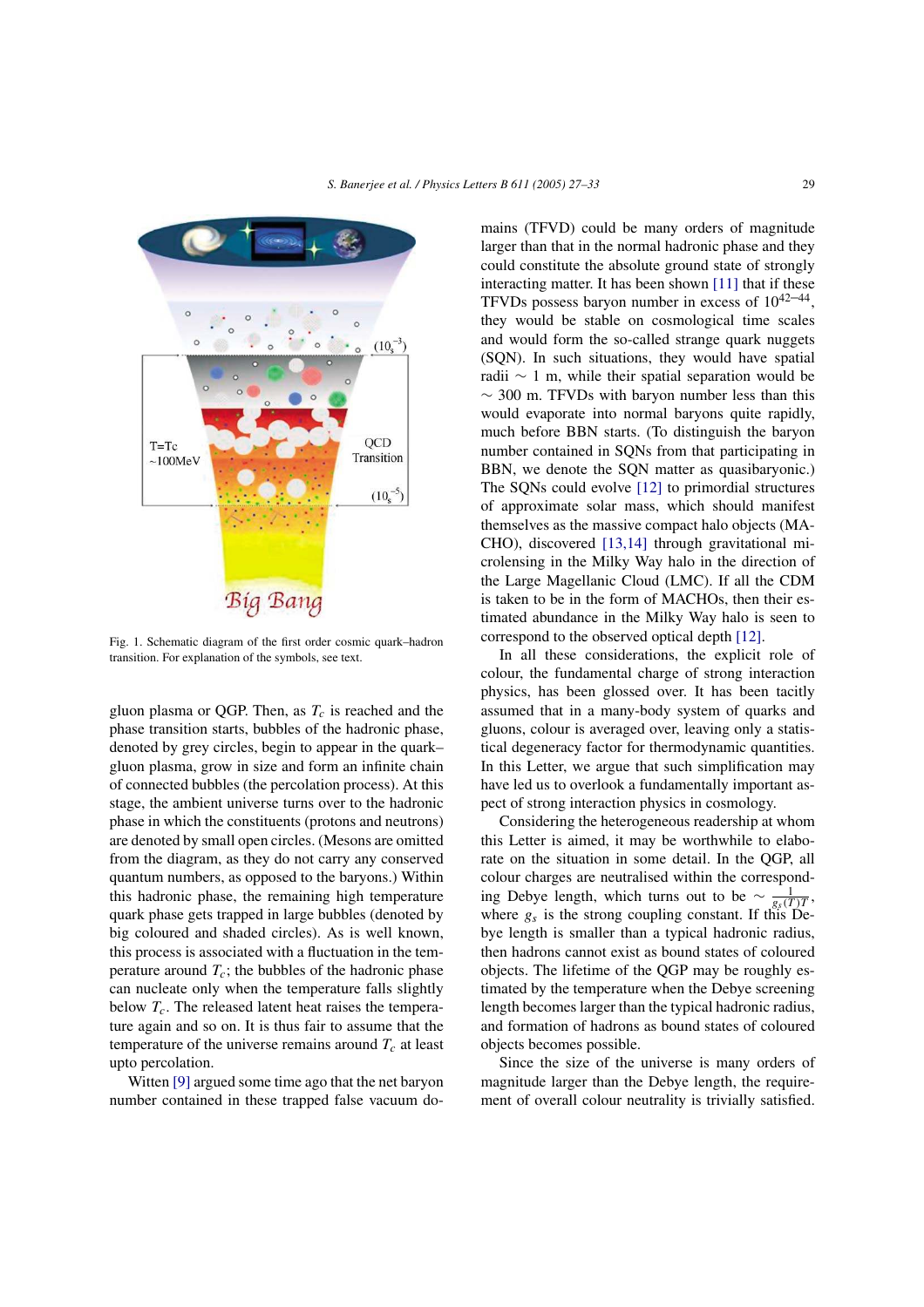Fig. 1. Schematic diagram of the first order cosmic quark–hadron transition. For explanation of the symbols, see text.

gluon plasma or QGP. Then, as $T_c$ is reached and the phase transition starts, bubbles of the hadronic phase, denoted by grey circles, begin to appear in the quark–gluon plasma, grow in size and form an infinite chain of connected bubbles (the percolation process). At this stage, the ambient universe turns over to the hadronic phase in which the constituents (protons and neutrons) are denoted by small open circles. (Mesons are omitted from the diagram, as they do not carry any conserved quantum numbers, as opposed to the baryons.) Within this hadronic phase, the remaining high temperature quark phase gets trapped in large bubbles (denoted by big coloured and shaded circles). As is well known, this process is associated with a fluctuation in the temperature around $T_c$; the bubbles of the hadronic phase can nucleate only when the temperature falls slightly below $T_c$. The released latent heat raises the temperature again and so on. It is thus fair to assume that the temperature of the universe remains around $T_c$ at least upto percolation.

Witten [9] argued some time ago that the net baryon number contained in these trapped false vacuum domains (TFVD) could be many orders of magnitude larger than that in the normal hadronic phase and they could constitute the absolute ground state of strongly interacting matter. It has been shown [11] that if these TFVDs possess baryon number in excess of $10^{42-44}$, they would be stable on cosmological time scales and would form the so-called strange quark nuggets (SQN). In such situations, they would have spatial radii $\sim 1$ m, while their spatial separation would be $\sim 300$ m. TFVDs with baryon number less than this would evaporate into normal baryons quite rapidly, much before BBN starts. (To distinguish the baryon number contained in SQNs from that participating in BBN, we denote the SQN matter as quasibaryonic.) The SQNs could evolve [12] to primordial structures of approximate solar mass, which should manifest themselves as the massive compact halo objects (MACHO), discovered [13,14] through gravitational microlensing in the Milky Way halo in the direction of the Large Magellanic Cloud (LMC). If all the CDM is taken to be in the form of MACHOs, then their estimated abundance in the Milky Way halo is seen to correspond to the observed optical depth [12].

In all these considerations, the explicit role of colour, the fundamental charge of strong interaction physics, has been glossed over. It has been tacitly assumed that in a many-body system of quarks and gluons, colour is averaged over, leaving only a statistical degeneracy factor for thermodynamic quantities. In this Letter, we argue that such simplification may have led us to overlook a fundamentally important aspect of strong interaction physics in cosmology.

Considering the heterogeneous readership at whom this Letter is aimed, it may be worthwhile to elaborate on the situation in some detail. In the QGP, all colour charges are neutralised within the corresponding Debye length, which turns out to be $\sim \frac{1}{g_s(T)T}$, where $g_s$ is the strong coupling constant. If this Debye length is smaller than a typical hadronic radius, then hadrons cannot exist as bound states of coloured objects. The lifetime of the QGP may be roughly estimated by the temperature when the Debye screening length becomes larger than the typical hadronic radius, and formation of hadrons as bound states of coloured objects becomes possible.

Since the size of the universe is many orders of magnitude larger than the Debye length, the requirement of overall colour neutrality is trivially satisfied.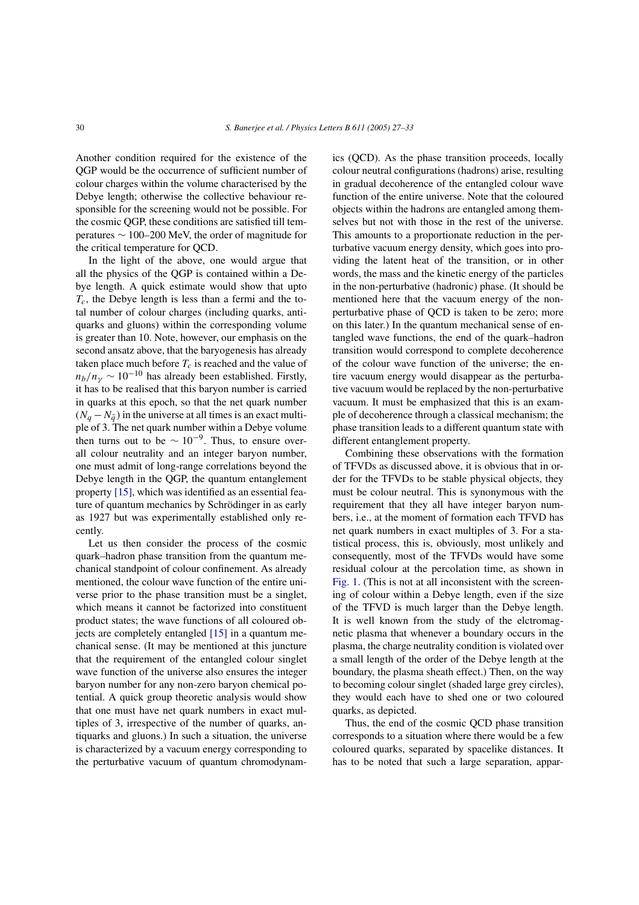Another condition required for the existence of the QGP would be the occurrence of sufficient number of colour charges within the volume characterised by the Debye length; otherwise the collective behaviour responsible for the screening would not be possible. For the cosmic QGP, these conditions are satisfied till temperatures $\sim 100$–$200$ MeV, the order of magnitude for the critical temperature for QCD.

In the light of the above, one would argue that all the physics of the QGP is contained within a Debye length. A quick estimate would show that upto $T_c$, the Debye length is less than a fermi and the total number of colour charges (including quarks, antiquarks and gluons) within the corresponding volume is greater than 10. Note, however, our emphasis on the second ansatz above, that the baryogenesis has already taken place much before $T_c$ is reached and the value of $n_b/n_\gamma \sim 10^{-10}$ has already been established. Firstly, it has to be realised that this baryon number is carried in quarks at this epoch, so that the net quark number $(N_q - N_{\bar{q}})$ in the universe at all times is an exact multiple of 3. The net quark number within a Debye volume then turns out to be $\sim 10^{-9}$. Thus, to ensure overall colour neutrality and an integer baryon number, one must admit of long-range correlations beyond the Debye length in the QGP, the quantum entanglement property [15], which was identified as an essential feature of quantum mechanics by Schrödinger in as early as 1927 but was experimentally established only recently.

Let us then consider the process of the cosmic quark–hadron phase transition from the quantum mechanical standpoint of colour confinement. As already mentioned, the colour wave function of the entire universe prior to the phase transition must be a singlet, which means it cannot be factorized into constituent product states; the wave functions of all coloured objects are completely entangled [15] in a quantum mechanical sense. (It may be mentioned at this juncture that the requirement of the entangled colour singlet wave function of the universe also ensures the integer baryon number for any non-zero baryon chemical potential. A quick group theoretic analysis would show that one must have net quark numbers in exact multiples of 3, irrespective of the number of quarks, antiquarks and gluons.) In such a situation, the universe is characterized by a vacuum energy corresponding to the perturbative vacuum of quantum chromodynamics (QCD). As the phase transition proceeds, locally colour neutral configurations (hadrons) arise, resulting in gradual decoherence of the entangled colour wave function of the entire universe. Note that the coloured objects within the hadrons are entangled among themselves but not with those in the rest of the universe. This amounts to a proportionate reduction in the perturbative vacuum energy density, which goes into providing the latent heat of the transition, or in other words, the mass and the kinetic energy of the particles in the non-perturbative (hadronic) phase. (It should be mentioned here that the vacuum energy of the non-perturbative phase of QCD is taken to be zero; more on this later.) In the quantum mechanical sense of entangled wave functions, the end of the quark–hadron transition would correspond to complete decoherence of the colour wave function of the universe; the entire vacuum energy would disappear as the perturbative vacuum would be replaced by the non-perturbative vacuum. It must be emphasized that this is an example of decoherence through a classical mechanism; the phase transition leads to a different quantum state with different entanglement property.

Combining these observations with the formation of TFVDs as discussed above, it is obvious that in order for the TFVDs to be stable physical objects, they must be colour neutral. This is synonymous with the requirement that they all have integer baryon numbers, i.e., at the moment of formation each TFVD has net quark numbers in exact multiples of 3. For a statistical process, this is, obviously, most unlikely and consequently, most of the TFVDs would have some residual colour at the percolation time, as shown in Fig. 1. (This is not at all inconsistent with the screening of colour within a Debye length, even if the size of the TFVD is much larger than the Debye length. It is well known from the study of the elctromagnetic plasma that whenever a boundary occurs in the plasma, the charge neutrality condition is violated over a small length of the order of the Debye length at the boundary, the plasma sheath effect.) Then, on the way to becoming colour singlet (shaded large grey circles), they would each have to shed one or two coloured quarks, as depicted.

Thus, the end of the cosmic QCD phase transition corresponds to a situation where there would be a few coloured quarks, separated by spacelike distances. It has to be noted that such a large separation, appar-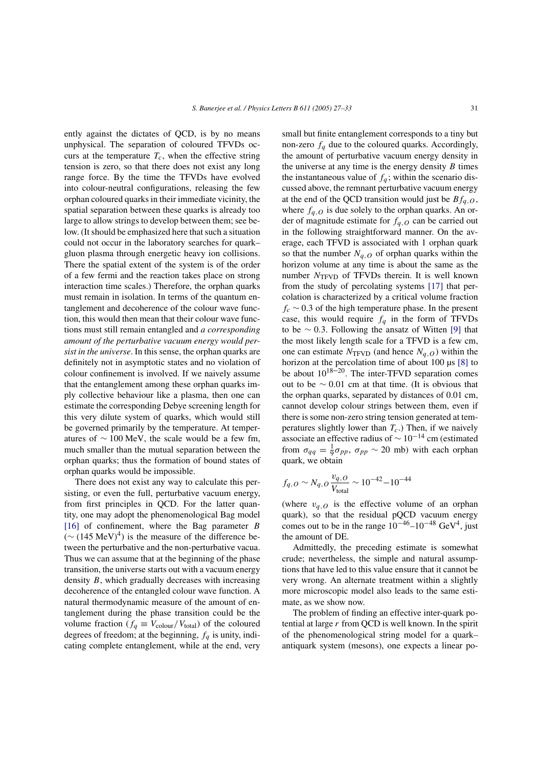ently against the dictates of QCD, is by no means unphysical. The separation of coloured TFVDs occurs at the temperature $T_c$, when the effective string tension is zero, so that there does not exist any long range force. By the time the TFVDs have evolved into colour-neutral configurations, releasing the few orphan coloured quarks in their immediate vicinity, the spatial separation between these quarks is already too large to allow strings to develop between them; see below. (It should be emphasized here that such a situation could not occur in the laboratory searches for quark–gluon plasma through energetic heavy ion collisions. There the spatial extent of the system is of the order of a few fermi and the reaction takes place on strong interaction time scales.) Therefore, the orphan quarks must remain in isolation. In terms of the quantum entanglement and decoherence of the colour wave function, this would then mean that their colour wave functions must still remain entangled and *a corresponding amount of the perturbative vacuum energy would persist in the universe*. In this sense, the orphan quarks are definitely not in asymptotic states and no violation of colour confinement is involved. If we naively assume that the entanglement among these orphan quarks imply collective behaviour like a plasma, then one can estimate the corresponding Debye screening length for this very dilute system of quarks, which would still be governed primarily by the temperature. At temperatures of $\sim 100$ MeV, the scale would be a few fm, much smaller than the mutual separation between the orphan quarks; thus the formation of bound states of orphan quarks would be impossible.

There does not exist any way to calculate this persisting, or even the full, perturbative vacuum energy, from first principles in QCD. For the latter quantity, one may adopt the phenomenological Bag model [16] of confinement, where the Bag parameter $B$ ($\sim (145\ \text{MeV})^4$) is the measure of the difference between the perturbative and the non-perturbative vacua. Thus we can assume that at the beginning of the phase transition, the universe starts out with a vacuum energy density $B$, which gradually decreases with increasing decoherence of the entangled colour wave function. A natural thermodynamic measure of the amount of entanglement during the phase transition could be the volume fraction ($f_q \equiv V_{\text{colour}}/V_{\text{total}}$) of the coloured degrees of freedom; at the beginning, $f_q$ is unity, indicating complete entanglement, while at the end, very small but finite entanglement corresponds to a tiny but non-zero $f_q$ due to the coloured quarks. Accordingly, the amount of perturbative vacuum energy density in the universe at any time is the energy density $B$ times the instantaneous value of $f_q$; within the scenario discussed above, the remnant perturbative vacuum energy at the end of the QCD transition would just be $Bf_{q,O}$, where $f_{q,O}$ is due solely to the orphan quarks. An order of magnitude estimate for $f_{q,O}$ can be carried out in the following straightforward manner. On the average, each TFVD is associated with 1 orphan quark so that the number $N_{q,O}$ of orphan quarks within the horizon volume at any time is about the same as the number $N_{\text{TFVD}}$ of TFVDs therein. It is well known from the study of percolating systems [17] that percolation is characterized by a critical volume fraction $f_c \sim 0.3$ of the high temperature phase. In the present case, this would require $f_q$ in the form of TFVDs to be $\sim 0.3$. Following the ansatz of Witten [9] that the most likely length scale for a TFVD is a few cm, one can estimate $N_{\text{TFVD}}$ (and hence $N_{q,O}$) within the horizon at the percolation time of about 100 μs [8] to be about $10^{18-20}$. The inter-TFVD separation comes out to be $\sim 0.01$ cm at that time. (It is obvious that the orphan quarks, separated by distances of 0.01 cm, cannot develop colour strings between them, even if there is some non-zero string tension generated at temperatures slightly lower than $T_c$.) Then, if we naively associate an effective radius of $\sim 10^{-14}$ cm (estimated from $\sigma_{qq} = \frac{1}{9}\sigma_{pp}$, $\sigma_{pp} \sim 20$ mb) with each orphan quark, we obtain

$$f_{q,O} \sim N_{q,O}\frac{v_{q,O}}{V_{\text{total}}} \sim 10^{-42}\text{–}10^{-44}$$

(where $v_{q,O}$ is the effective volume of an orphan quark), so that the residual pQCD vacuum energy comes out to be in the range $10^{-46}$–$10^{-48}\ \text{GeV}^4$, just the amount of DE.

Admittedly, the preceding estimate is somewhat crude; nevertheless, the simple and natural assumptions that have led to this value ensure that it cannot be very wrong. An alternate treatment within a slightly more microscopic model also leads to the same estimate, as we show now.

The problem of finding an effective inter-quark potential at large $r$ from QCD is well known. In the spirit of the phenomenological string model for a quark–antiquark system (mesons), one expects a linear po-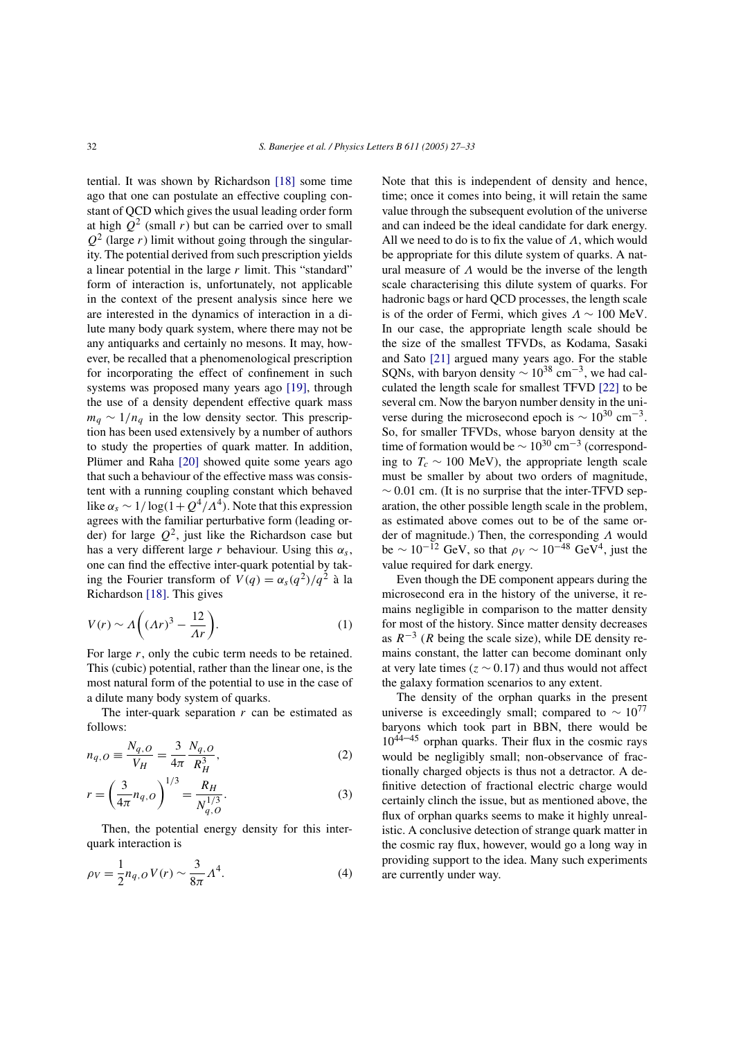tential. It was shown by Richardson [18] some time ago that one can postulate an effective coupling constant of QCD which gives the usual leading order form at high $Q^2$ (small $r$) but can be carried over to small $Q^2$ (large $r$) limit without going through the singularity. The potential derived from such prescription yields a linear potential in the large $r$ limit. This "standard" form of interaction is, unfortunately, not applicable in the context of the present analysis since here we are interested in the dynamics of interaction in a dilute many body quark system, where there may not be any antiquarks and certainly no mesons. It may, however, be recalled that a phenomenological prescription for incorporating the effect of confinement in such systems was proposed many years ago [19], through the use of a density dependent effective quark mass $m_q \sim 1/n_q$ in the low density sector. This prescription has been used extensively by a number of authors to study the properties of quark matter. In addition, Plümer and Raha [20] showed quite some years ago that such a behaviour of the effective mass was consistent with a running coupling constant which behaved like $\alpha_s \sim 1/\log(1 + Q^4/\Lambda^4)$. Note that this expression agrees with the familiar perturbative form (leading order) for large $Q^2$, just like the Richardson case but has a very different large $r$ behaviour. Using this $\alpha_s$, one can find the effective inter-quark potential by taking the Fourier transform of $V(q) = \alpha_s(q^2)/q^2$ à la Richardson [18]. This gives

$$V(r) \sim \Lambda\left((\Lambda r)^3 - \frac{12}{\Lambda r}\right). \tag{1}$$

For large $r$, only the cubic term needs to be retained. This (cubic) potential, rather than the linear one, is the most natural form of the potential to use in the case of a dilute many body system of quarks.

The inter-quark separation $r$ can be estimated as follows:

$$n_{q,O} \equiv \frac{N_{q,O}}{V_H} = \frac{3}{4\pi}\frac{N_{q,O}}{R_H^3}, \tag{2}$$

$$r = \left(\frac{3}{4\pi} n_{q,O}\right)^{1/3} = \frac{R_H}{N_{q,O}^{1/3}}. \tag{3}$$

Then, the potential energy density for this inter-quark interaction is

$$\rho_V = \frac{1}{2} n_{q,O} V(r) \sim \frac{3}{8\pi}\Lambda^4. \tag{4}$$

Note that this is independent of density and hence, time; once it comes into being, it will retain the same value through the subsequent evolution of the universe and can indeed be the ideal candidate for dark energy. All we need to do is to fix the value of $\Lambda$, which would be appropriate for this dilute system of quarks. A natural measure of $\Lambda$ would be the inverse of the length scale characterising this dilute system of quarks. For hadronic bags or hard QCD processes, the length scale is of the order of Fermi, which gives $\Lambda \sim 100$ MeV. In our case, the appropriate length scale should be the size of the smallest TFVDs, as Kodama, Sasaki and Sato [21] argued many years ago. For the stable SQNs, with baryon density $\sim 10^{38}$ cm$^{-3}$, we had calculated the length scale for smallest TFVD [22] to be several cm. Now the baryon number density in the universe during the microsecond epoch is $\sim 10^{30}$ cm$^{-3}$. So, for smaller TFVDs, whose baryon density at the time of formation would be $\sim 10^{30}$ cm$^{-3}$ (corresponding to $T_c \sim 100$ MeV), the appropriate length scale must be smaller by about two orders of magnitude, $\sim 0.01$ cm. (It is no surprise that the inter-TFVD separation, the other possible length scale in the problem, as estimated above comes out to be of the same order of magnitude.) Then, the corresponding $\Lambda$ would be $\sim 10^{-12}$ GeV, so that $\rho_V \sim 10^{-48}$ GeV$^4$, just the value required for dark energy.

Even though the DE component appears during the microsecond era in the history of the universe, it remains negligible in comparison to the matter density for most of the history. Since matter density decreases as $R^{-3}$ ($R$ being the scale size), while DE density remains constant, the latter can become dominant only at very late times ($z \sim 0.17$) and thus would not affect the galaxy formation scenarios to any extent.

The density of the orphan quarks in the present universe is exceedingly small; compared to $\sim 10^{77}$ baryons which took part in BBN, there would be $10^{44-45}$ orphan quarks. Their flux in the cosmic rays would be negligibly small; non-observance of fractionally charged objects is thus not a detractor. A definitive detection of fractional electric charge would certainly clinch the issue, but as mentioned above, the flux of orphan quarks seems to make it highly unrealistic. A conclusive detection of strange quark matter in the cosmic ray flux, however, would go a long way in providing support to the idea. Many such experiments are currently under way.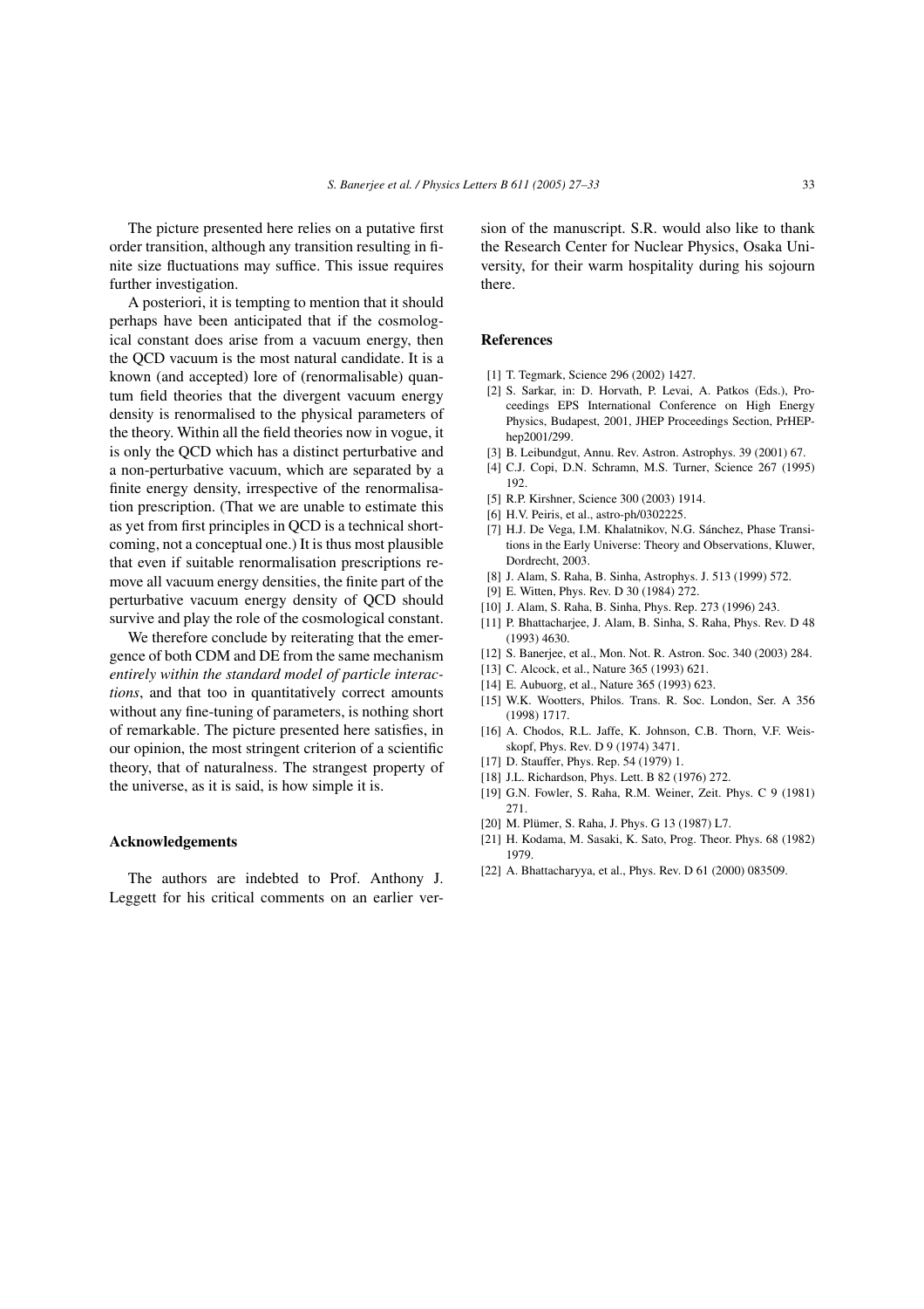The picture presented here relies on a putative first order transition, although any transition resulting in finite size fluctuations may suffice. This issue requires further investigation.

A posteriori, it is tempting to mention that it should perhaps have been anticipated that if the cosmological constant does arise from a vacuum energy, then the QCD vacuum is the most natural candidate. It is a known (and accepted) lore of (renormalisable) quantum field theories that the divergent vacuum energy density is renormalised to the physical parameters of the theory. Within all the field theories now in vogue, it is only the QCD which has a distinct perturbative and a non-perturbative vacuum, which are separated by a finite energy density, irrespective of the renormalisation prescription. (That we are unable to estimate this as yet from first principles in QCD is a technical shortcoming, not a conceptual one.) It is thus most plausible that even if suitable renormalisation prescriptions remove all vacuum energy densities, the finite part of the perturbative vacuum energy density of QCD should survive and play the role of the cosmological constant.

We therefore conclude by reiterating that the emergence of both CDM and DE from the same mechanism *entirely within the standard model of particle interactions*, and that too in quantitatively correct amounts without any fine-tuning of parameters, is nothing short of remarkable. The picture presented here satisfies, in our opinion, the most stringent criterion of a scientific theory, that of naturalness. The strangest property of the universe, as it is said, is how simple it is.

## Acknowledgements

The authors are indebted to Prof. Anthony J. Leggett for his critical comments on an earlier version of the manuscript. S.R. would also like to thank the Research Center for Nuclear Physics, Osaka University, for their warm hospitality during his sojourn there.

## References

[1] T. Tegmark, Science 296 (2002) 1427.
[2] S. Sarkar, in: D. Horvath, P. Levai, A. Patkos (Eds.), Proceedings EPS International Conference on High Energy Physics, Budapest, 2001, JHEP Proceedings Section, PrHEP-hep2001/299.
[3] B. Leibundgut, Annu. Rev. Astron. Astrophys. 39 (2001) 67.
[4] C.J. Copi, D.N. Schramn, M.S. Turner, Science 267 (1995) 192.
[5] R.P. Kirshner, Science 300 (2003) 1914.
[6] H.V. Peiris, et al., astro-ph/0302225.
[7] H.J. De Vega, I.M. Khalatnikov, N.G. Sánchez, Phase Transitions in the Early Universe: Theory and Observations, Kluwer, Dordrecht, 2003.
[8] J. Alam, S. Raha, B. Sinha, Astrophys. J. 513 (1999) 572.
[9] E. Witten, Phys. Rev. D 30 (1984) 272.
[10] J. Alam, S. Raha, B. Sinha, Phys. Rep. 273 (1996) 243.
[11] P. Bhattacharjee, J. Alam, B. Sinha, S. Raha, Phys. Rev. D 48 (1993) 4630.
[12] S. Banerjee, et al., Mon. Not. R. Astron. Soc. 340 (2003) 284.
[13] C. Alcock, et al., Nature 365 (1993) 621.
[14] E. Aubuorg, et al., Nature 365 (1993) 623.
[15] W.K. Wootters, Philos. Trans. R. Soc. London, Ser. A 356 (1998) 1717.
[16] A. Chodos, R.L. Jaffe, K. Johnson, C.B. Thorn, V.F. Weisskopf, Phys. Rev. D 9 (1974) 3471.
[17] D. Stauffer, Phys. Rep. 54 (1979) 1.
[18] J.L. Richardson, Phys. Lett. B 82 (1976) 272.
[19] G.N. Fowler, S. Raha, R.M. Weiner, Zeit. Phys. C 9 (1981) 271.
[20] M. Plümer, S. Raha, J. Phys. G 13 (1987) L7.
[21] H. Kodama, M. Sasaki, K. Sato, Prog. Theor. Phys. 68 (1982) 1979.
[22] A. Bhattacharyya, et al., Phys. Rev. D 61 (2000) 083509.